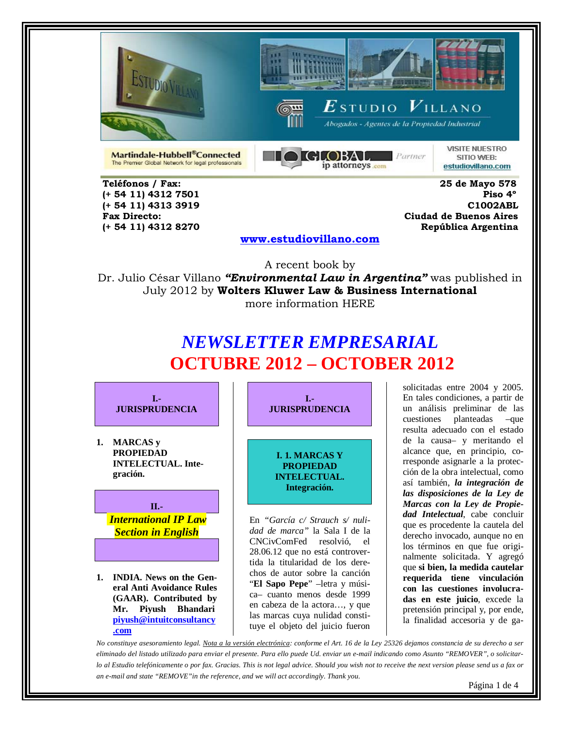Estudio Villano

Abogados - Agentes de la Propiedad Industrial

Martindale-Hubbell® Connected
The Premier Global Network for legal professionals

GLOBAL ip attorneys .com Partner

VISITE NUESTRO SITIO WEB: estudiovillano.com

**Teléfonos / Fax:**
**(+ 54 11) 4312 7501**
**(+ 54 11) 4313 3919**
**Fax Directo:**
**(+ 54 11) 4312 8270**

**25 de Mayo 578**
**Piso 4°**
**C1002ABL**
**Ciudad de Buenos Aires**
**República Argentina**

**www.estudiovillano.com**

A recent book by
Dr. Julio César Villano ***"Environmental Law in Argentina"*** was published in July 2012 by **Wolters Kluwer Law & Business International**
more information HERE

# *NEWSLETTER EMPRESARIAL*

# OCTUBRE 2012 – OCTOBER 2012

**I.- JURISPRUDENCIA**

1. **MARCAS y PROPIEDAD INTELECTUAL. Integración.**

**II.- *International IP Law Section in English***

1. **INDIA. News on the General Anti Avoidance Rules (GAAR). Contributed by Mr. Piyush Bhandari piyush@intuitconsultancy.com**

## I.- JURISPRUDENCIA

### I. 1. MARCAS Y PROPIEDAD INTELECTUAL. Integración.

En *"García c/ Strauch s/ nulidad de marca"* la Sala I de la CNCivComFed resolvió, el 28.06.12 que no está controvertida la titularidad de los derechos de autor sobre la canción "**El Sapo Pepe**" –letra y música– cuanto menos desde 1999 en cabeza de la actora…, y que las marcas cuya nulidad constituye el objeto del juicio fueron solicitadas entre 2004 y 2005. En tales condiciones, a partir de un análisis preliminar de las cuestiones planteadas –que resulta adecuado con el estado de la causa– y meritando el alcance que, en principio, corresponde asignarle a la protección de la obra intelectual, como así también, ***la integración de las disposiciones de la Ley de Marcas con la Ley de Propiedad Intelectual***, cabe concluir que es procedente la cautela del derecho invocado, aunque no en los términos en que fue originalmente solicitada. Y agregó que **si bien, la medida cautelar requerida tiene vinculación con las cuestiones involucradas en este juicio**, excede la pretensión principal y, por ende, la finalidad accesoria y de ga-

*No constituye asesoramiento legal. Nota a la versión electrónica: conforme el Art. 16 de la Ley 25326 dejamos constancia de su derecho a ser eliminado del listado utilizado para enviar el presente. Para ello puede Ud. enviar un e-mail indicando como Asunto "REMOVER", o solicitarlo al Estudio telefónicamente o por fax. Gracias. This is not legal advice. Should you wish not to receive the next version please send us a fax or an e-mail and state "REMOVE" in the reference, and we will act accordingly. Thank you.*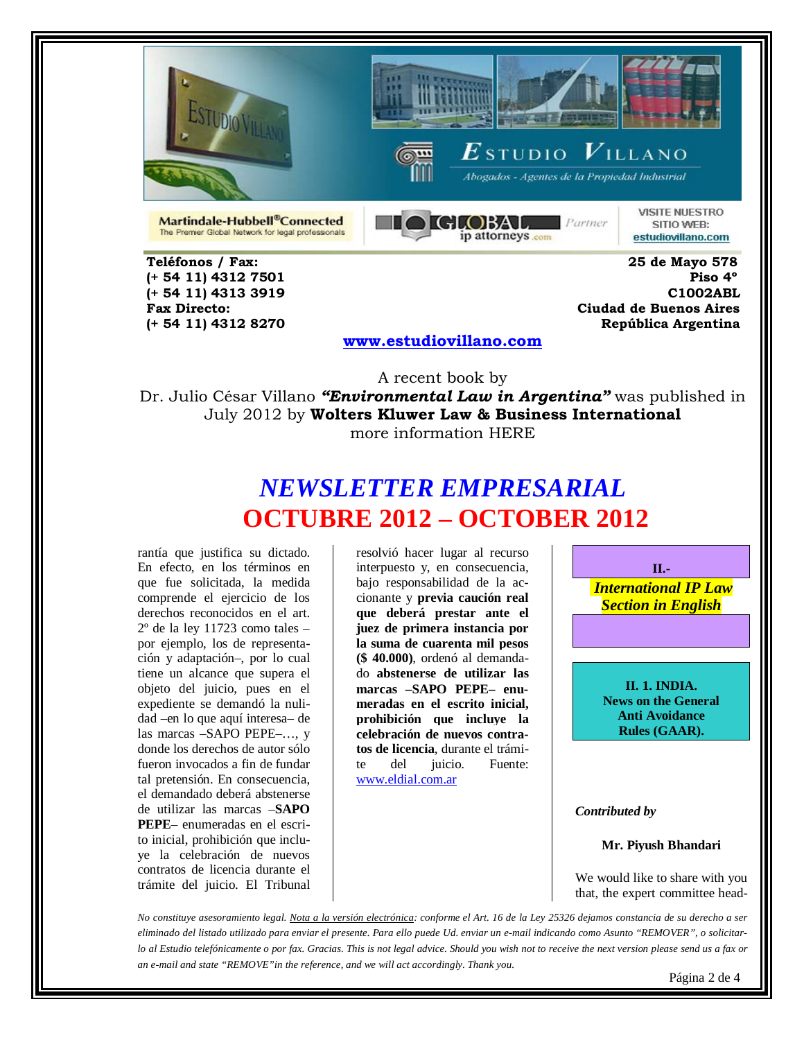Estudio Villano

Abogados - Agentes de la Propiedad Industrial

Martindale-Hubbell® Connected
The Premier Global Network for legal professionals

GLOBAL ip attorneys .com Partner

VISITE NUESTRO SITIO WEB: estudiovillano.com

**Teléfonos / Fax:**
**(+ 54 11) 4312 7501**
**(+ 54 11) 4313 3919**
**Fax Directo:**
**(+ 54 11) 4312 8270**

**25 de Mayo 578**
**Piso 4º**
**C1002ABL**
**Ciudad de Buenos Aires**
**República Argentina**

**www.estudiovillano.com**

A recent book by Dr. Julio César Villano ***"Environmental Law in Argentina"*** was published in July 2012 by **Wolters Kluwer Law & Business International** more information HERE

# *NEWSLETTER EMPRESARIAL*

# OCTUBRE 2012 – OCTOBER 2012

rantía que justifica su dictado. En efecto, en los términos en que fue solicitada, la medida comprende el ejercicio de los derechos reconocidos en el art. 2º de la ley 11723 como tales –por ejemplo, los de representación y adaptación–, por lo cual tiene un alcance que supera el objeto del juicio, pues en el expediente se demandó la nulidad –en lo que aquí interesa– de las marcas –SAPO PEPE–…, y donde los derechos de autor sólo fueron invocados a fin de fundar tal pretensión. En consecuencia, el demandado deberá abstenerse de utilizar las marcas –**SAPO PEPE**– enumeradas en el escrito inicial, prohibición que incluye la celebración de nuevos contratos de licencia durante el trámite del juicio. El Tribunal resolvió hacer lugar al recurso interpuesto y, en consecuencia, bajo responsabilidad de la accionante y **previa caución real que deberá prestar ante el juez de primera instancia por la suma de cuarenta mil pesos ($ 40.000)**, ordenó al demandado **abstenerse de utilizar las marcas –SAPO PEPE– enumeradas en el escrito inicial, prohibición que incluye la celebración de nuevos contratos de licencia**, durante el trámite del juicio. Fuente: www.eldial.com.ar

## II.- *International IP Law Section in English*

### II. 1. INDIA. News on the General Anti Avoidance Rules (GAAR).

*Contributed by*

**Mr. Piyush Bhandari**

We would like to share with you that, the expert committee head-

*No constituye asesoramiento legal. Nota a la versión electrónica: conforme el Art. 16 de la Ley 25326 dejamos constancia de su derecho a ser eliminado del listado utilizado para enviar el presente. Para ello puede Ud. enviar un e-mail indicando como Asunto "REMOVER", o solicitarlo al Estudio telefónicamente o por fax. Gracias. This is not legal advice. Should you wish not to receive the next version please send us a fax or an e-mail and state "REMOVE" in the reference, and we will act accordingly. Thank you.*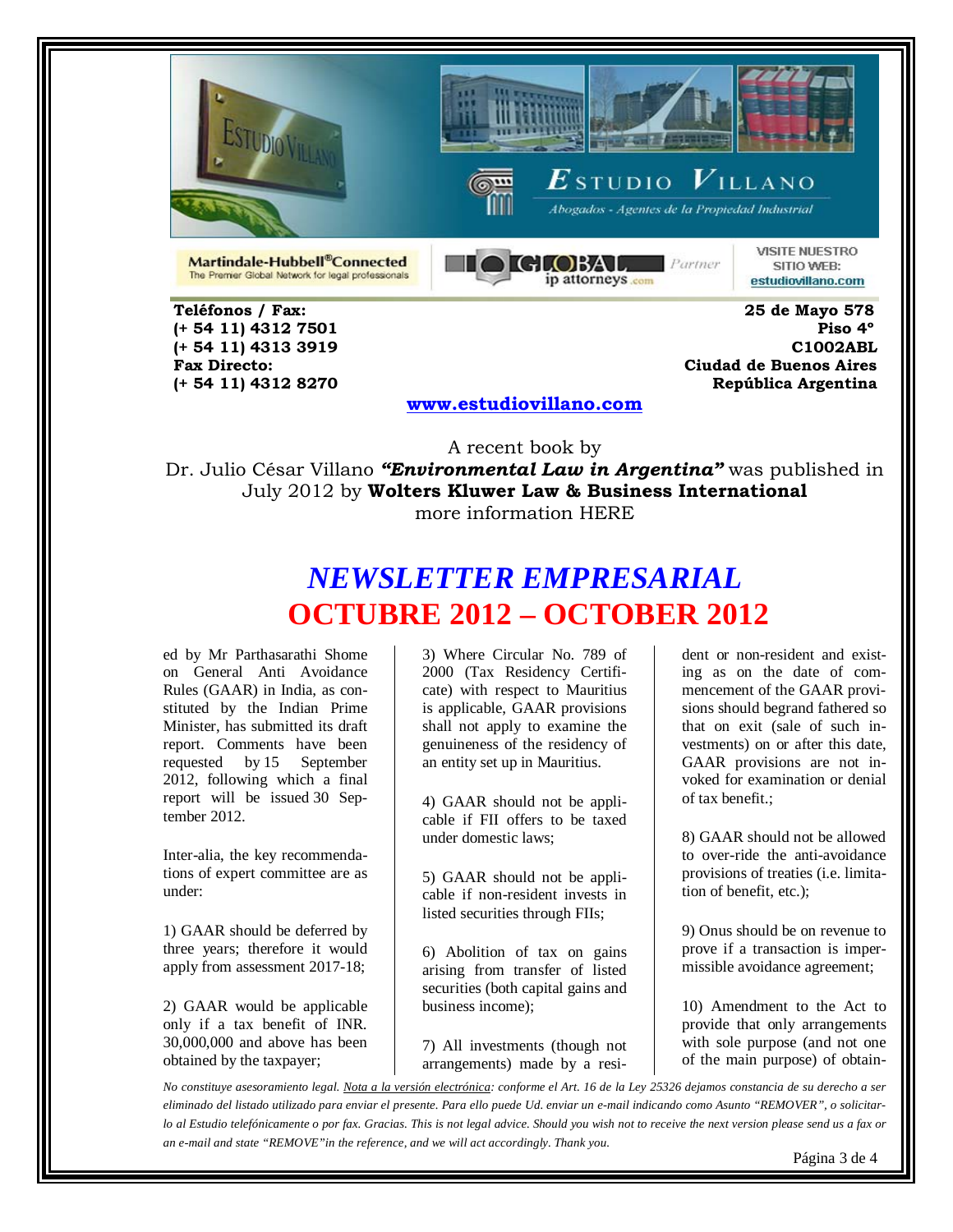Teléfonos / Fax:
(+ 54 11) 4312 7501
(+ 54 11) 4313 3919
Fax Directo:
(+ 54 11) 4312 8270

25 de Mayo 578
Piso 4°
C1002ABL
Ciudad de Buenos Aires
República Argentina

www.estudiovillano.com

A recent book by
Dr. Julio César Villano ***"Environmental Law in Argentina"*** was published in July 2012 by **Wolters Kluwer Law & Business International**
more information HERE

# *NEWSLETTER EMPRESARIAL*

# OCTUBRE 2012 – OCTOBER 2012

ed by Mr Parthasarathi Shome on General Anti Avoidance Rules (GAAR) in India, as constituted by the Indian Prime Minister, has submitted its draft report. Comments have been requested by 15 September 2012, following which a final report will be issued 30 September 2012.

Inter-alia, the key recommendations of expert committee are as under:

1) GAAR should be deferred by three years; therefore it would apply from assessment 2017-18;

2) GAAR would be applicable only if a tax benefit of INR. 30,000,000 and above has been obtained by the taxpayer;

3) Where Circular No. 789 of 2000 (Tax Residency Certificate) with respect to Mauritius is applicable, GAAR provisions shall not apply to examine the genuineness of the residency of an entity set up in Mauritius.

4) GAAR should not be applicable if FII offers to be taxed under domestic laws;

5) GAAR should not be applicable if non-resident invests in listed securities through FIIs;

6) Abolition of tax on gains arising from transfer of listed securities (both capital gains and business income);

7) All investments (though not arrangements) made by a resident or non-resident and existing as on the date of commencement of the GAAR provisions should begrand fathered so that on exit (sale of such investments) on or after this date, GAAR provisions are not invoked for examination or denial of tax benefit.;

8) GAAR should not be allowed to over-ride the anti-avoidance provisions of treaties (i.e. limitation of benefit, etc.);

9) Onus should be on revenue to prove if a transaction is impermissible avoidance agreement;

10) Amendment to the Act to provide that only arrangements with sole purpose (and not one of the main purpose) of obtain-

*No constituye asesoramiento legal. Nota a la versión electrónica: conforme el Art. 16 de la Ley 25326 dejamos constancia de su derecho a ser eliminado del listado utilizado para enviar el presente. Para ello puede Ud. enviar un e-mail indicando como Asunto "REMOVER", o solicitarlo al Estudio telefónicamente o por fax. Gracias. This is not legal advice. Should you wish not to receive the next version please send us a fax or an e-mail and state "REMOVE"in the reference, and we will act accordingly. Thank you.*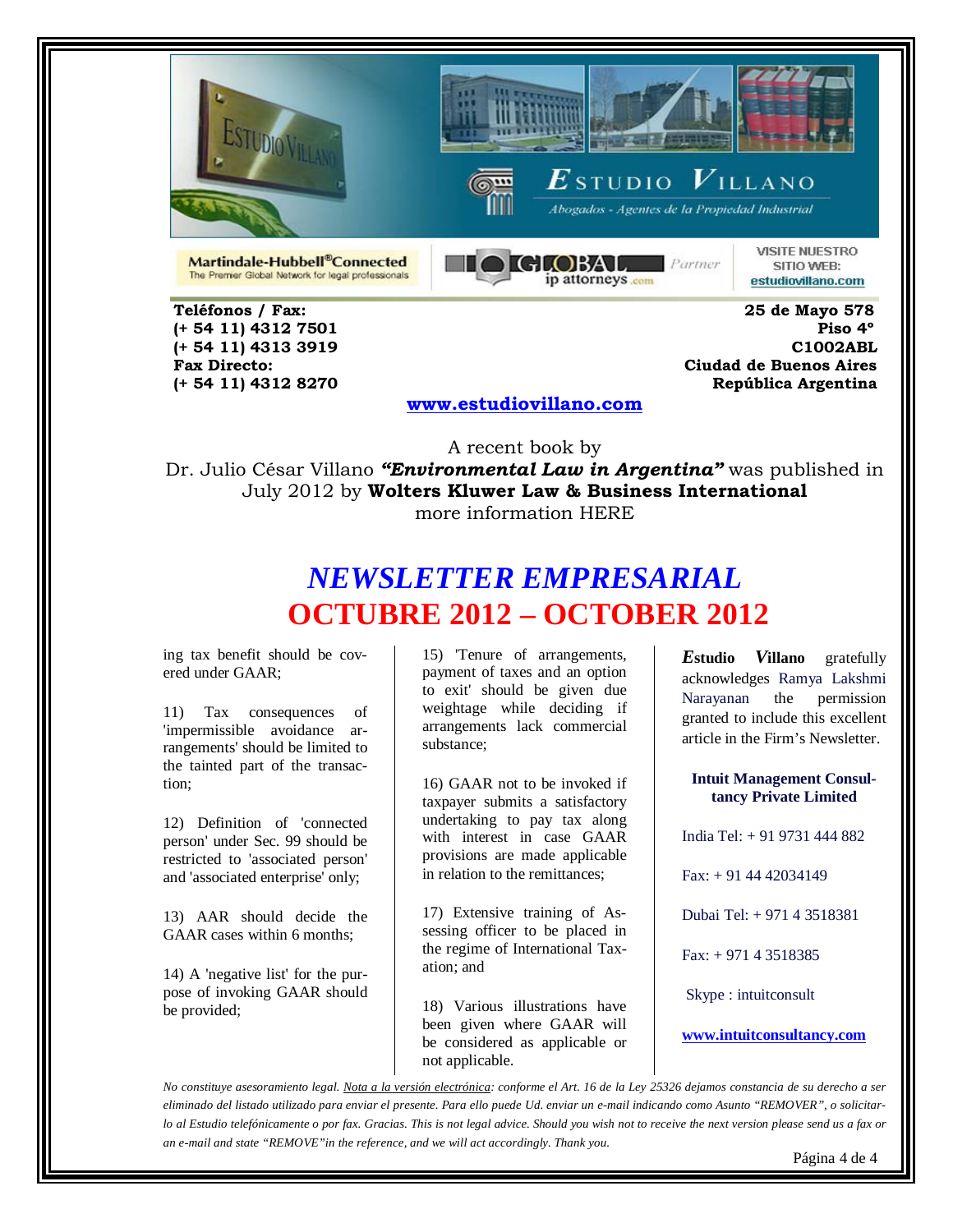Martindale-Hubbell®Connected
The Premier Global Network for legal professionals

GLOBAL ip attorneys .com Partner

VISITE NUESTRO SITIO WEB: estudiovillano.com

**Teléfonos / Fax:**
**(+ 54 11) 4312 7501**
**(+ 54 11) 4313 3919**
**Fax Directo:**
**(+ 54 11) 4312 8270**

**25 de Mayo 578**
**Piso 4°**
**C1002ABL**
**Ciudad de Buenos Aires**
**República Argentina**

**www.estudiovillano.com**

A recent book by Dr. Julio César Villano ***"Environmental Law in Argentina"*** was published in July 2012 by **Wolters Kluwer Law & Business International** more information HERE

# *NEWSLETTER EMPRESARIAL*

# OCTUBRE 2012 – OCTOBER 2012

ing tax benefit should be covered under GAAR;

11) Tax consequences of 'impermissible avoidance arrangements' should be limited to the tainted part of the transaction;

12) Definition of 'connected person' under Sec. 99 should be restricted to 'associated person' and 'associated enterprise' only;

13) AAR should decide the GAAR cases within 6 months;

14) A 'negative list' for the purpose of invoking GAAR should be provided;

15) 'Tenure of arrangements, payment of taxes and an option to exit' should be given due weightage while deciding if arrangements lack commercial substance;

16) GAAR not to be invoked if taxpayer submits a satisfactory undertaking to pay tax along with interest in case GAAR provisions are made applicable in relation to the remittances;

17) Extensive training of Assessing officer to be placed in the regime of International Taxation; and

18) Various illustrations have been given where GAAR will be considered as applicable or not applicable.

***E*studio *V*illano** gratefully acknowledges Ramya Lakshmi Narayanan the permission granted to include this excellent article in the Firm's Newsletter.

**Intuit Management Consultancy Private Limited**

India Tel: + 91 9731 444 882

Fax: + 91 44 42034149

Dubai Tel: + 971 4 3518381

Fax: + 971 4 3518385

Skype : intuitconsult

**www.intuitconsultancy.com**

*No constituye asesoramiento legal. Nota a la versión electrónica: conforme el Art. 16 de la Ley 25326 dejamos constancia de su derecho a ser eliminado del listado utilizado para enviar el presente. Para ello puede Ud. enviar un e-mail indicando como Asunto "REMOVER", o solicitarlo al Estudio telefónicamente o por fax. Gracias. This is not legal advice. Should you wish not to receive the next version please send us a fax or an e-mail and state "REMOVE"in the reference, and we will act accordingly. Thank you.*